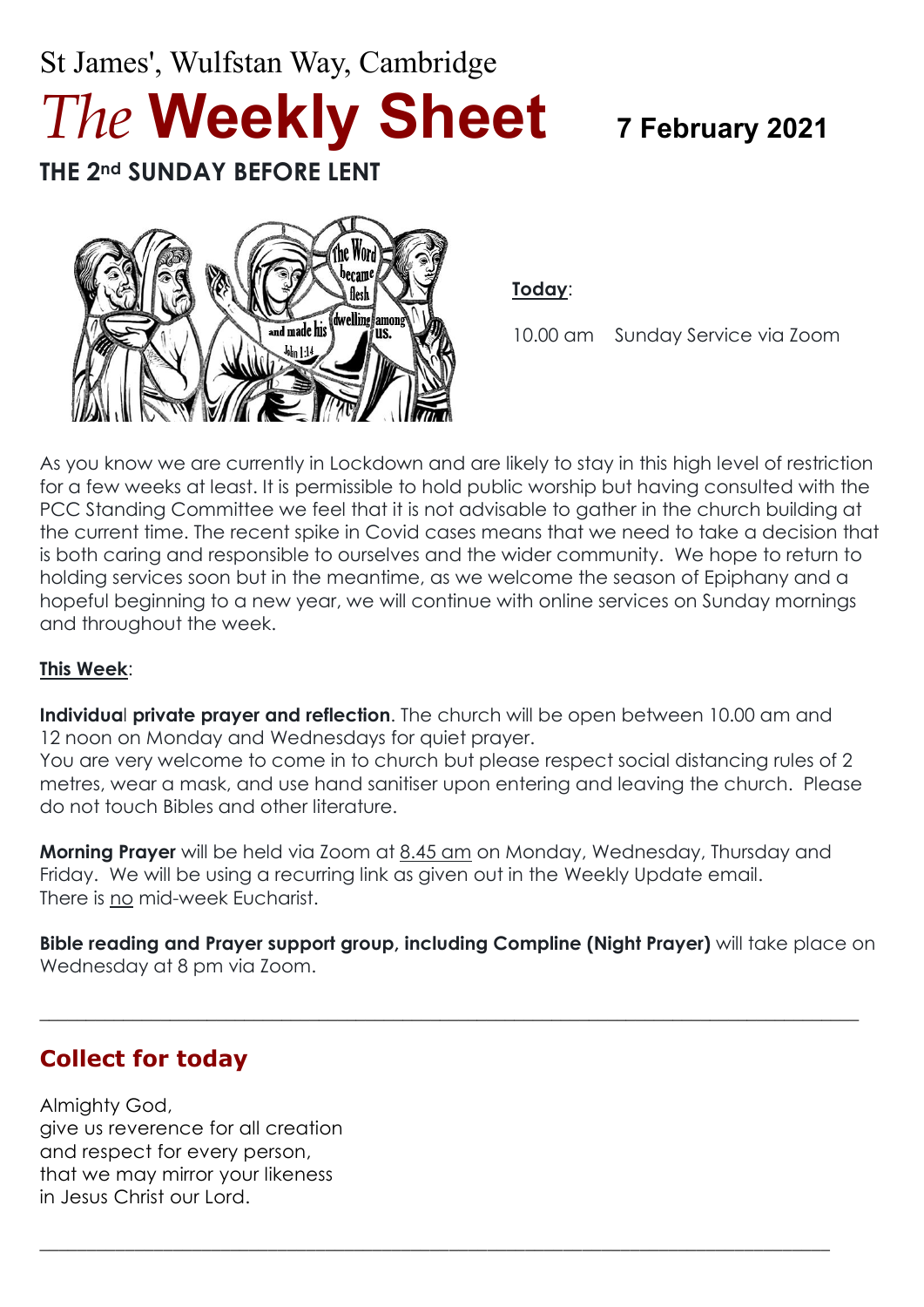St James', Wulfstan Way, Cambridge

# *The* Weekly Sheet

**7 February 2021**

## THE 2nd SUNDAY BEFORE LENT

**Today**:

10.00 am    Sunday Service via Zoom

As you know we are currently in Lockdown and are likely to stay in this high level of restriction for a few weeks at least. It is permissible to hold public worship but having consulted with the PCC Standing Committee we feel that it is not advisable to gather in the church building at the current time. The recent spike in Covid cases means that we need to take a decision that is both caring and responsible to ourselves and the wider community. We hope to return to holding services soon but in the meantime, as we welcome the season of Epiphany and a hopeful beginning to a new year, we will continue with online services on Sunday mornings and throughout the week.

**This Week**:

**Individual private prayer and reflection**. The church will be open between 10.00 am and 12 noon on Monday and Wednesdays for quiet prayer.
You are very welcome to come in to church but please respect social distancing rules of 2 metres, wear a mask, and use hand sanitiser upon entering and leaving the church. Please do not touch Bibles and other literature.

**Morning Prayer** will be held via Zoom at 8.45 am on Monday, Wednesday, Thursday and Friday. We will be using a recurring link as given out in the Weekly Update email.
There is no mid-week Eucharist.

**Bible reading and Prayer support group, including Compline (Night Prayer)** will take place on Wednesday at 8 pm via Zoom.

---

## Collect for today

Almighty God,
give us reverence for all creation
and respect for every person,
that we may mirror your likeness
in Jesus Christ our Lord.

---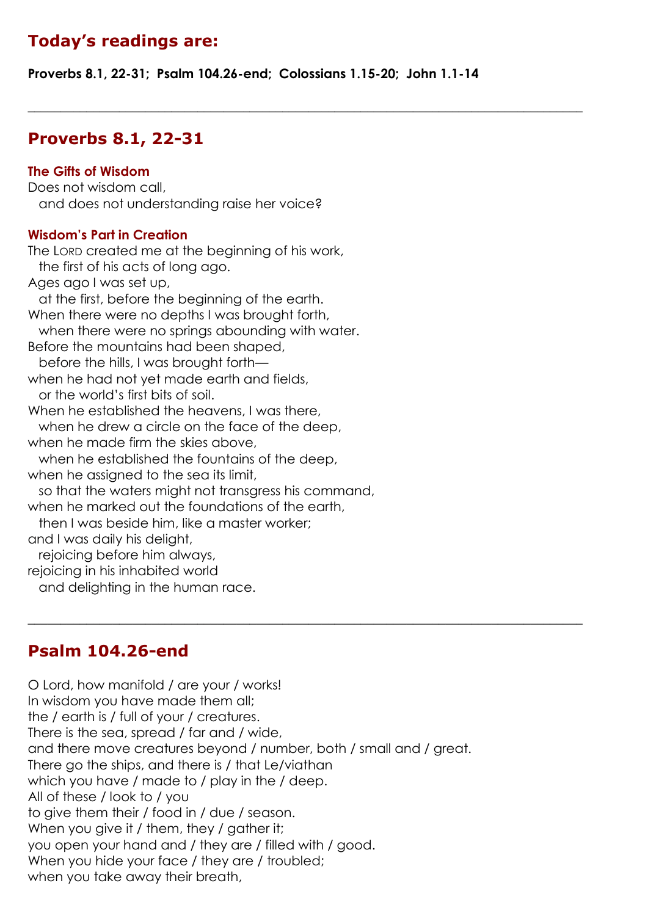## Today's readings are:

**Proverbs 8.1, 22-31; Psalm 104.26-end; Colossians 1.15-20; John 1.1-14**

---

## Proverbs 8.1, 22-31

### The Gifts of Wisdom

Does not wisdom call,
  and does not understanding raise her voice?

### Wisdom's Part in Creation

The LORD created me at the beginning of his work,
  the first of his acts of long ago.
Ages ago I was set up,
  at the first, before the beginning of the earth.
When there were no depths I was brought forth,
  when there were no springs abounding with water.
Before the mountains had been shaped,
  before the hills, I was brought forth—
when he had not yet made earth and fields,
  or the world's first bits of soil.
When he established the heavens, I was there,
  when he drew a circle on the face of the deep,
when he made firm the skies above,
  when he established the fountains of the deep,
when he assigned to the sea its limit,
  so that the waters might not transgress his command,
when he marked out the foundations of the earth,
  then I was beside him, like a master worker;
and I was daily his delight,
  rejoicing before him always,
rejoicing in his inhabited world
  and delighting in the human race.

---

## Psalm 104.26-end

O Lord, how manifold / are your / works!
In wisdom you have made them all;
the / earth is / full of your / creatures.
There is the sea, spread / far and / wide,
and there move creatures beyond / number, both / small and / great.
There go the ships, and there is / that Le/viathan
which you have / made to / play in the / deep.
All of these / look to / you
to give them their / food in / due / season.
When you give it / them, they / gather it;
you open your hand and / they are / filled with / good.
When you hide your face / they are / troubled;
when you take away their breath,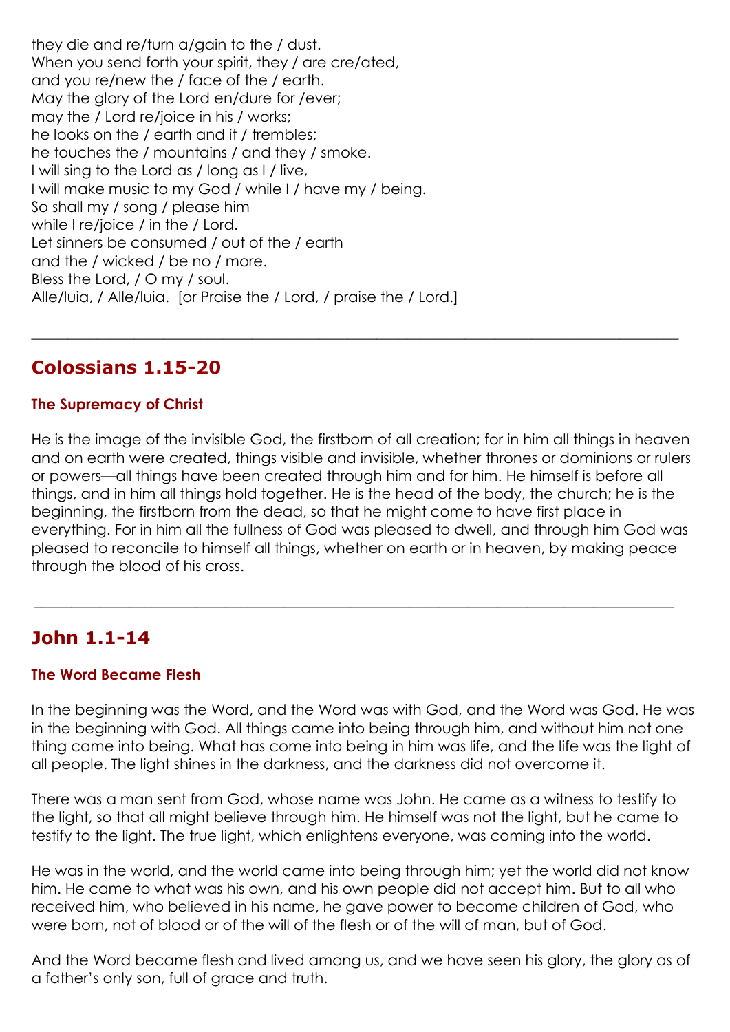they die and re/turn a/gain to the / dust.
When you send forth your spirit, they / are cre/ated,
and you re/new the / face of the / earth.
May the glory of the Lord en/dure for /ever;
may the / Lord re/joice in his / works;
he looks on the / earth and it / trembles;
he touches the / mountains / and they / smoke.
I will sing to the Lord as / long as I / live,
I will make music to my God / while I / have my / being.
So shall my / song / please him
while I re/joice / in the / Lord.
Let sinners be consumed / out of the / earth
and the / wicked / be no / more.
Bless the Lord, / O my / soul.
Alle/luia, / Alle/luia. [or Praise the / Lord, / praise the / Lord.]

---

## Colossians 1.15-20

### The Supremacy of Christ

He is the image of the invisible God, the firstborn of all creation; for in him all things in heaven and on earth were created, things visible and invisible, whether thrones or dominions or rulers or powers—all things have been created through him and for him. He himself is before all things, and in him all things hold together. He is the head of the body, the church; he is the beginning, the firstborn from the dead, so that he might come to have first place in everything. For in him all the fullness of God was pleased to dwell, and through him God was pleased to reconcile to himself all things, whether on earth or in heaven, by making peace through the blood of his cross.

---

## John 1.1-14

### The Word Became Flesh

In the beginning was the Word, and the Word was with God, and the Word was God. He was in the beginning with God. All things came into being through him, and without him not one thing came into being. What has come into being in him was life, and the life was the light of all people. The light shines in the darkness, and the darkness did not overcome it.

There was a man sent from God, whose name was John. He came as a witness to testify to the light, so that all might believe through him. He himself was not the light, but he came to testify to the light. The true light, which enlightens everyone, was coming into the world.

He was in the world, and the world came into being through him; yet the world did not know him. He came to what was his own, and his own people did not accept him. But to all who received him, who believed in his name, he gave power to become children of God, who were born, not of blood or of the will of the flesh or of the will of man, but of God.

And the Word became flesh and lived among us, and we have seen his glory, the glory as of a father's only son, full of grace and truth.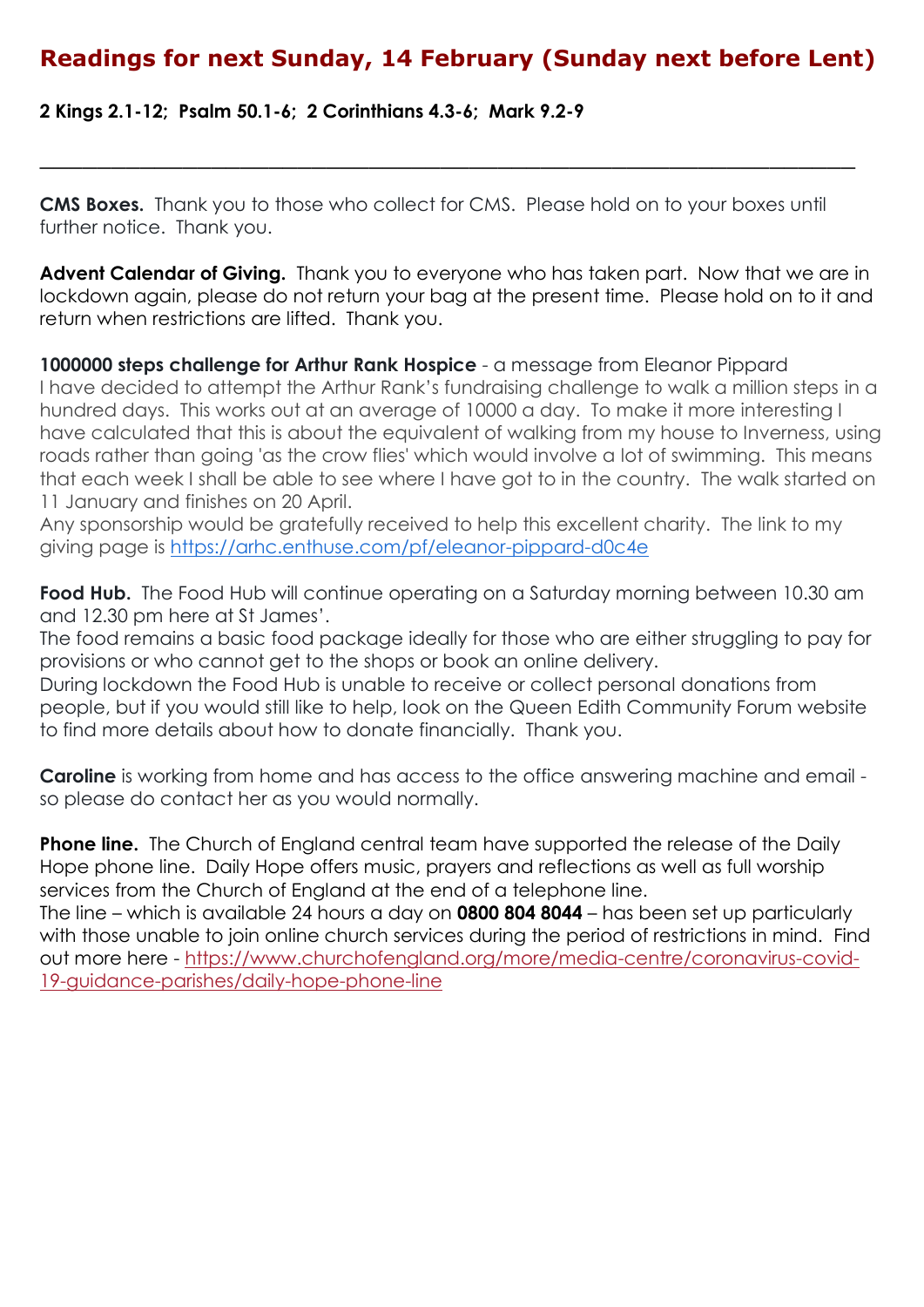## Readings for next Sunday, 14 February (Sunday next before Lent)

**2 Kings 2.1-12; Psalm 50.1-6; 2 Corinthians 4.3-6; Mark 9.2-9**

---

**CMS Boxes.** Thank you to those who collect for CMS. Please hold on to your boxes until further notice. Thank you.

**Advent Calendar of Giving.** Thank you to everyone who has taken part. Now that we are in lockdown again, please do not return your bag at the present time. Please hold on to it and return when restrictions are lifted. Thank you.

**1000000 steps challenge for Arthur Rank Hospice** - a message from Eleanor Pippard
I have decided to attempt the Arthur Rank's fundraising challenge to walk a million steps in a hundred days. This works out at an average of 10000 a day. To make it more interesting I have calculated that this is about the equivalent of walking from my house to Inverness, using roads rather than going 'as the crow flies' which would involve a lot of swimming. This means that each week I shall be able to see where I have got to in the country. The walk started on 11 January and finishes on 20 April.
Any sponsorship would be gratefully received to help this excellent charity. The link to my giving page is https://arhc.enthuse.com/pf/eleanor-pippard-d0c4e

**Food Hub.** The Food Hub will continue operating on a Saturday morning between 10.30 am and 12.30 pm here at St James'.
The food remains a basic food package ideally for those who are either struggling to pay for provisions or who cannot get to the shops or book an online delivery.
During lockdown the Food Hub is unable to receive or collect personal donations from people, but if you would still like to help, look on the Queen Edith Community Forum website to find more details about how to donate financially. Thank you.

**Caroline** is working from home and has access to the office answering machine and email - so please do contact her as you would normally.

**Phone line.** The Church of England central team have supported the release of the Daily Hope phone line. Daily Hope offers music, prayers and reflections as well as full worship services from the Church of England at the end of a telephone line.
The line – which is available 24 hours a day on **0800 804 8044** – has been set up particularly with those unable to join online church services during the period of restrictions in mind. Find out more here - https://www.churchofengland.org/more/media-centre/coronavirus-covid-19-guidance-parishes/daily-hope-phone-line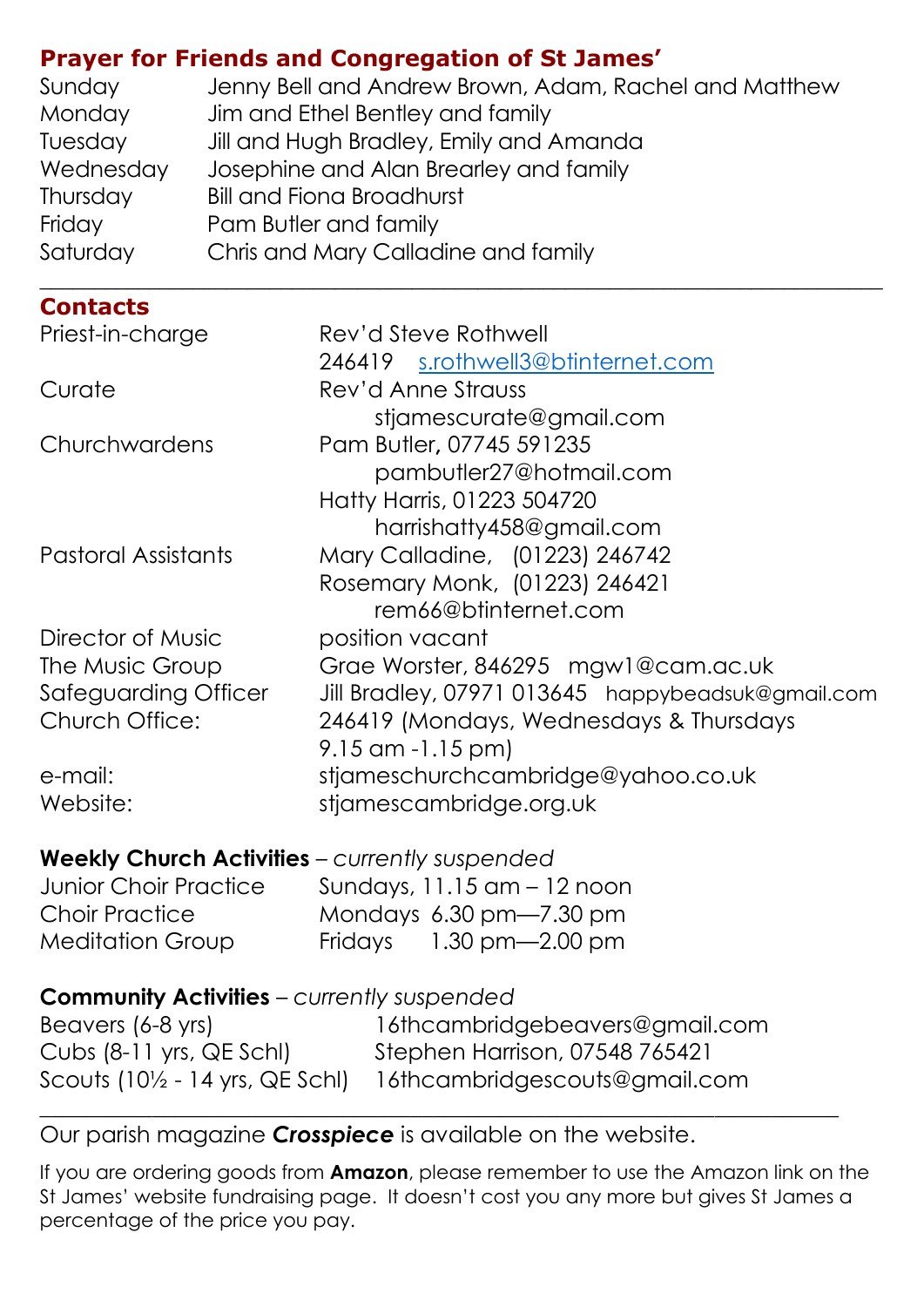## Prayer for Friends and Congregation of St James'

| | |
|---|---|
| Sunday | Jenny Bell and Andrew Brown, Adam, Rachel and Matthew |
| Monday | Jim and Ethel Bentley and family |
| Tuesday | Jill and Hugh Bradley, Emily and Amanda |
| Wednesday | Josephine and Alan Brearley and family |
| Thursday | Bill and Fiona Broadhurst |
| Friday | Pam Butler and family |
| Saturday | Chris and Mary Calladine and family |

---

## Contacts

| | |
|---|---|
| Priest-in-charge | Rev'd Steve Rothwell<br>246419 s.rothwell3@btinternet.com |
| Curate | Rev'd Anne Strauss<br>stjamescurate@gmail.com |
| Churchwardens | Pam Butler, 07745 591235<br>pambutler27@hotmail.com<br>Hatty Harris, 01223 504720<br>harrishatty458@gmail.com |
| Pastoral Assistants | Mary Calladine, (01223) 246742<br>Rosemary Monk, (01223) 246421<br>rem66@btinternet.com |
| Director of Music | position vacant |
| The Music Group | Grae Worster, 846295 mgw1@cam.ac.uk |
| Safeguarding Officer | Jill Bradley, 07971 013645 happybeadsuk@gmail.com |
| Church Office: | 246419 (Mondays, Wednesdays & Thursdays 9.15 am -1.15 pm) |
| e-mail: | stjameschurchcambridge@yahoo.co.uk |
| Website: | stjamescambridge.org.uk |

**Weekly Church Activities** – *currently suspended*

| | |
|---|---|
| Junior Choir Practice | Sundays, 11.15 am – 12 noon |
| Choir Practice | Mondays 6.30 pm—7.30 pm |
| Meditation Group | Fridays 1.30 pm—2.00 pm |

**Community Activities** – *currently suspended*

| | |
|---|---|
| Beavers (6-8 yrs) | 16thcambridgebeavers@gmail.com |
| Cubs (8-11 yrs, QE Schl) | Stephen Harrison, 07548 765421 |
| Scouts (10½ - 14 yrs, QE Schl) | 16thcambridgescouts@gmail.com |

---

Our parish magazine ***Crosspiece*** is available on the website.

If you are ordering goods from **Amazon**, please remember to use the Amazon link on the St James' website fundraising page. It doesn't cost you any more but gives St James a percentage of the price you pay.